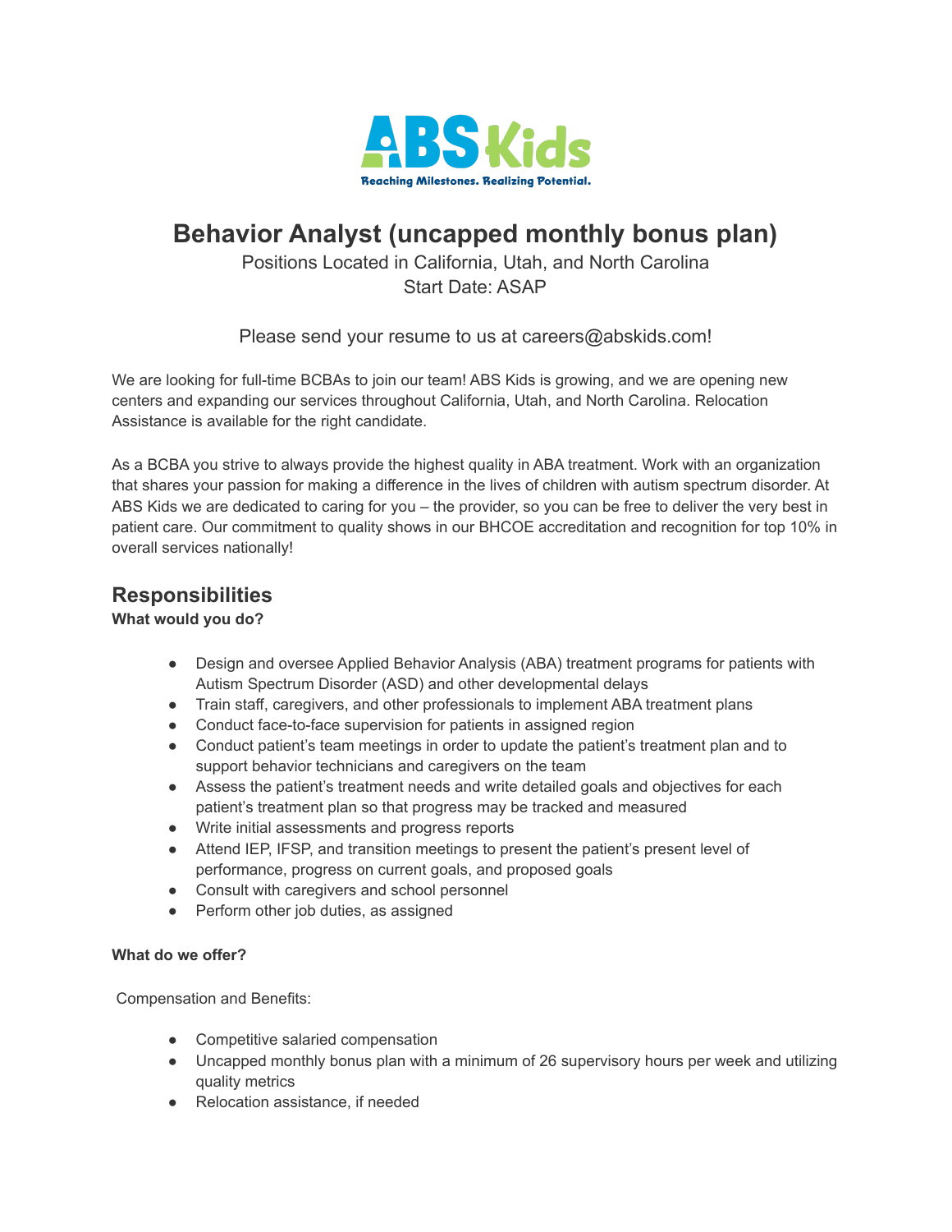ABS Kids

Reaching Milestones. Realizing Potential.

# Behavior Analyst (uncapped monthly bonus plan)

Positions Located in California, Utah, and North Carolina
Start Date: ASAP

Please send your resume to us at careers@abskids.com!

We are looking for full-time BCBAs to join our team! ABS Kids is growing, and we are opening new centers and expanding our services throughout California, Utah, and North Carolina. Relocation Assistance is available for the right candidate.

As a BCBA you strive to always provide the highest quality in ABA treatment. Work with an organization that shares your passion for making a difference in the lives of children with autism spectrum disorder. At ABS Kids we are dedicated to caring for you – the provider, so you can be free to deliver the very best in patient care. Our commitment to quality shows in our BHCOE accreditation and recognition for top 10% in overall services nationally!

## Responsibilities

**What would you do?**

- Design and oversee Applied Behavior Analysis (ABA) treatment programs for patients with Autism Spectrum Disorder (ASD) and other developmental delays
- Train staff, caregivers, and other professionals to implement ABA treatment plans
- Conduct face-to-face supervision for patients in assigned region
- Conduct patient's team meetings in order to update the patient's treatment plan and to support behavior technicians and caregivers on the team
- Assess the patient's treatment needs and write detailed goals and objectives for each patient's treatment plan so that progress may be tracked and measured
- Write initial assessments and progress reports
- Attend IEP, IFSP, and transition meetings to present the patient's present level of performance, progress on current goals, and proposed goals
- Consult with caregivers and school personnel
- Perform other job duties, as assigned

**What do we offer?**

Compensation and Benefits:

- Competitive salaried compensation
- Uncapped monthly bonus plan with a minimum of 26 supervisory hours per week and utilizing quality metrics
- Relocation assistance, if needed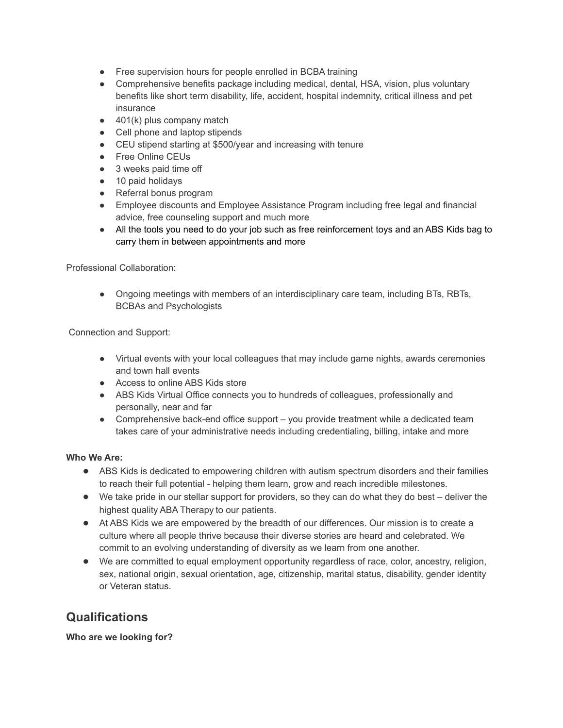- Free supervision hours for people enrolled in BCBA training
- Comprehensive benefits package including medical, dental, HSA, vision, plus voluntary benefits like short term disability, life, accident, hospital indemnity, critical illness and pet insurance
- 401(k) plus company match
- Cell phone and laptop stipends
- CEU stipend starting at $500/year and increasing with tenure
- Free Online CEUs
- 3 weeks paid time off
- 10 paid holidays
- Referral bonus program
- Employee discounts and Employee Assistance Program including free legal and financial advice, free counseling support and much more
- All the tools you need to do your job such as free reinforcement toys and an ABS Kids bag to carry them in between appointments and more

Professional Collaboration:

- Ongoing meetings with members of an interdisciplinary care team, including BTs, RBTs, BCBAs and Psychologists

Connection and Support:

- Virtual events with your local colleagues that may include game nights, awards ceremonies and town hall events
- Access to online ABS Kids store
- ABS Kids Virtual Office connects you to hundreds of colleagues, professionally and personally, near and far
- Comprehensive back-end office support – you provide treatment while a dedicated team takes care of your administrative needs including credentialing, billing, intake and more

**Who We Are:**

- ABS Kids is dedicated to empowering children with autism spectrum disorders and their families to reach their full potential - helping them learn, grow and reach incredible milestones.
- We take pride in our stellar support for providers, so they can do what they do best – deliver the highest quality ABA Therapy to our patients.
- At ABS Kids we are empowered by the breadth of our differences. Our mission is to create a culture where all people thrive because their diverse stories are heard and celebrated. We commit to an evolving understanding of diversity as we learn from one another.
- We are committed to equal employment opportunity regardless of race, color, ancestry, religion, sex, national origin, sexual orientation, age, citizenship, marital status, disability, gender identity or Veteran status.

## Qualifications

**Who are we looking for?**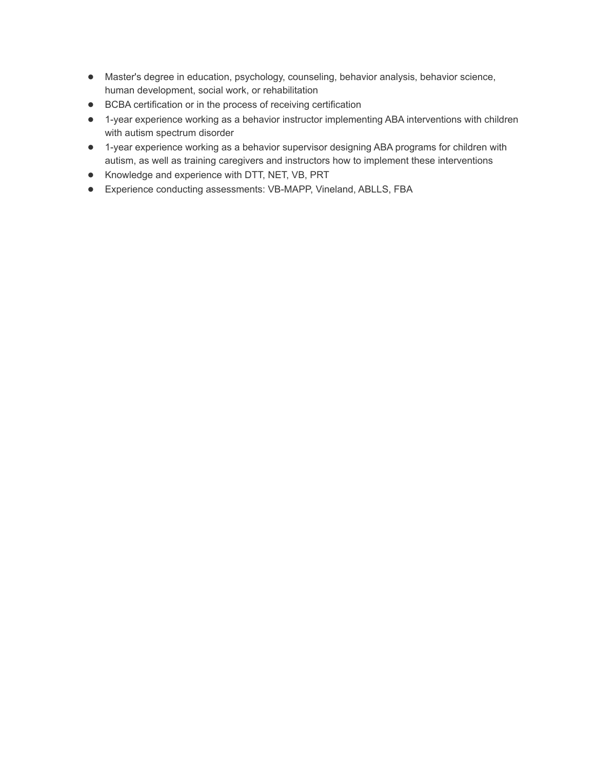- Master's degree in education, psychology, counseling, behavior analysis, behavior science, human development, social work, or rehabilitation
- BCBA certification or in the process of receiving certification
- 1-year experience working as a behavior instructor implementing ABA interventions with children with autism spectrum disorder
- 1-year experience working as a behavior supervisor designing ABA programs for children with autism, as well as training caregivers and instructors how to implement these interventions
- Knowledge and experience with DTT, NET, VB, PRT
- Experience conducting assessments: VB-MAPP, Vineland, ABLLS, FBA